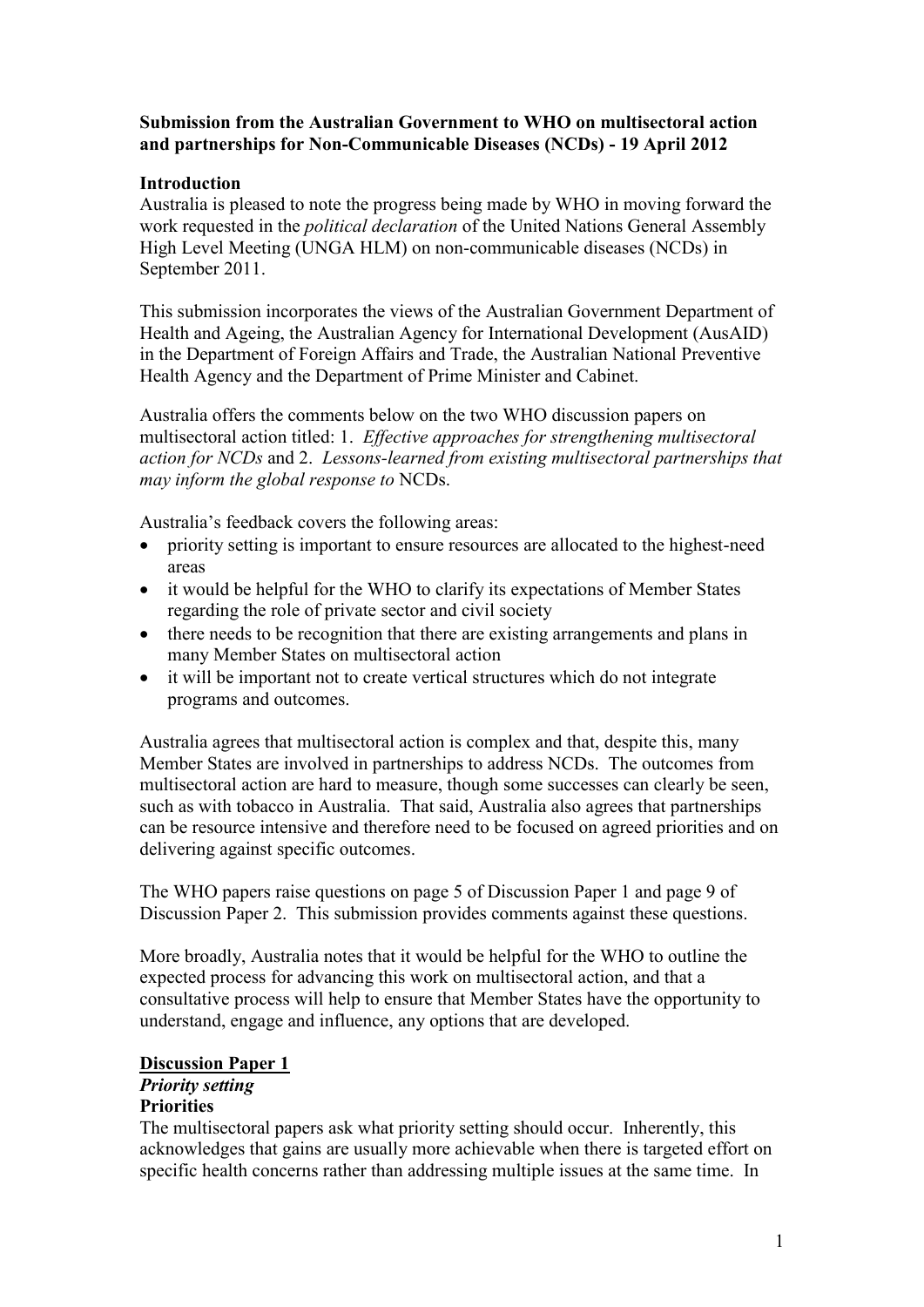**Submission from the Australian Government to WHO on multisectoral action and partnerships for Non-Communicable Diseases (NCDs) - 19 April 2012**

**Introduction**

Australia is pleased to note the progress being made by WHO in moving forward the work requested in the *political declaration* of the United Nations General Assembly High Level Meeting (UNGA HLM) on non-communicable diseases (NCDs) in September 2011.

This submission incorporates the views of the Australian Government Department of Health and Ageing, the Australian Agency for International Development (AusAID) in the Department of Foreign Affairs and Trade, the Australian National Preventive Health Agency and the Department of Prime Minister and Cabinet.

Australia offers the comments below on the two WHO discussion papers on multisectoral action titled: 1. *Effective approaches for strengthening multisectoral action for NCDs* and 2. *Lessons-learned from existing multisectoral partnerships that may inform the global response to* NCDs.

Australia's feedback covers the following areas:

- priority setting is important to ensure resources are allocated to the highest-need areas
- it would be helpful for the WHO to clarify its expectations of Member States regarding the role of private sector and civil society
- there needs to be recognition that there are existing arrangements and plans in many Member States on multisectoral action
- it will be important not to create vertical structures which do not integrate programs and outcomes.

Australia agrees that multisectoral action is complex and that, despite this, many Member States are involved in partnerships to address NCDs. The outcomes from multisectoral action are hard to measure, though some successes can clearly be seen, such as with tobacco in Australia. That said, Australia also agrees that partnerships can be resource intensive and therefore need to be focused on agreed priorities and on delivering against specific outcomes.

The WHO papers raise questions on page 5 of Discussion Paper 1 and page 9 of Discussion Paper 2. This submission provides comments against these questions.

More broadly, Australia notes that it would be helpful for the WHO to outline the expected process for advancing this work on multisectoral action, and that a consultative process will help to ensure that Member States have the opportunity to understand, engage and influence, any options that are developed.

## Discussion Paper 1

### *Priority setting*

**Priorities**

The multisectoral papers ask what priority setting should occur. Inherently, this acknowledges that gains are usually more achievable when there is targeted effort on specific health concerns rather than addressing multiple issues at the same time. In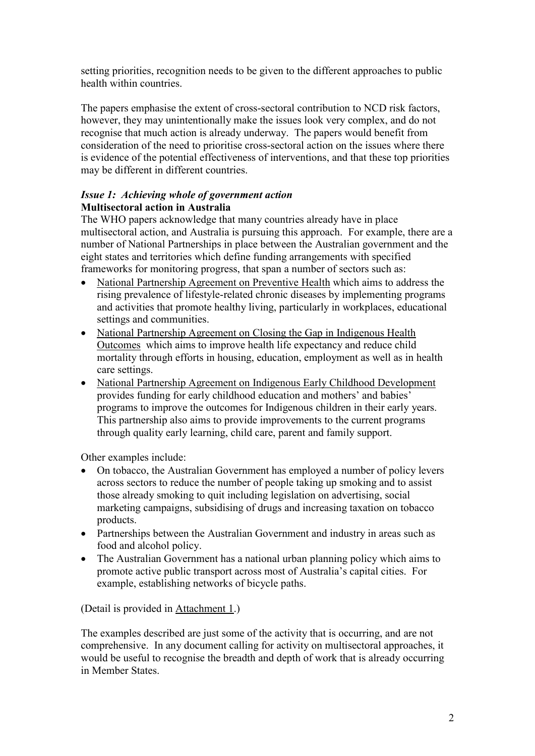setting priorities, recognition needs to be given to the different approaches to public health within countries.

The papers emphasise the extent of cross-sectoral contribution to NCD risk factors, however, they may unintentionally make the issues look very complex, and do not recognise that much action is already underway. The papers would benefit from consideration of the need to prioritise cross-sectoral action on the issues where there is evidence of the potential effectiveness of interventions, and that these top priorities may be different in different countries.

***Issue 1: Achieving whole of government action***

**Multisectoral action in Australia**

The WHO papers acknowledge that many countries already have in place multisectoral action, and Australia is pursuing this approach. For example, there are a number of National Partnerships in place between the Australian government and the eight states and territories which define funding arrangements with specified frameworks for monitoring progress, that span a number of sectors such as:

- National Partnership Agreement on Preventive Health which aims to address the rising prevalence of lifestyle-related chronic diseases by implementing programs and activities that promote healthy living, particularly in workplaces, educational settings and communities.
- National Partnership Agreement on Closing the Gap in Indigenous Health Outcomes which aims to improve health life expectancy and reduce child mortality through efforts in housing, education, employment as well as in health care settings.
- National Partnership Agreement on Indigenous Early Childhood Development provides funding for early childhood education and mothers' and babies' programs to improve the outcomes for Indigenous children in their early years. This partnership also aims to provide improvements to the current programs through quality early learning, child care, parent and family support.

Other examples include:

- On tobacco, the Australian Government has employed a number of policy levers across sectors to reduce the number of people taking up smoking and to assist those already smoking to quit including legislation on advertising, social marketing campaigns, subsidising of drugs and increasing taxation on tobacco products.
- Partnerships between the Australian Government and industry in areas such as food and alcohol policy.
- The Australian Government has a national urban planning policy which aims to promote active public transport across most of Australia's capital cities. For example, establishing networks of bicycle paths.

(Detail is provided in Attachment 1.)

The examples described are just some of the activity that is occurring, and are not comprehensive. In any document calling for activity on multisectoral approaches, it would be useful to recognise the breadth and depth of work that is already occurring in Member States.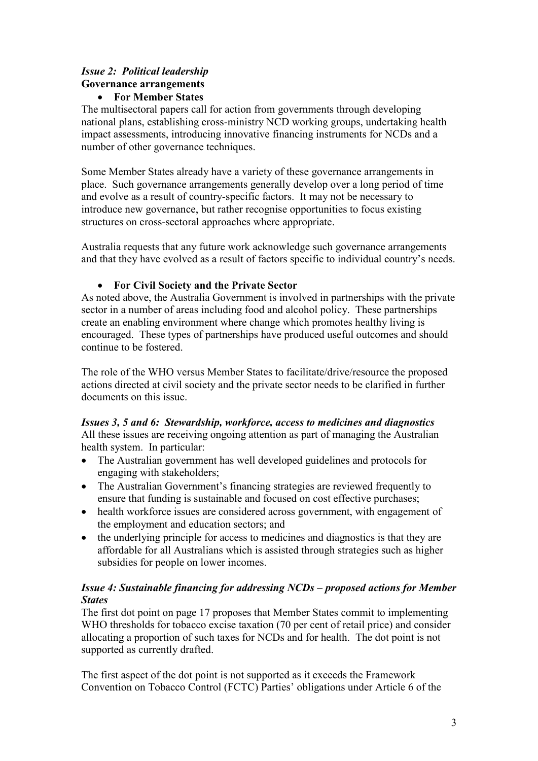### *Issue 2: Political leadership*

**Governance arrangements**

- **For Member States**

The multisectoral papers call for action from governments through developing national plans, establishing cross-ministry NCD working groups, undertaking health impact assessments, introducing innovative financing instruments for NCDs and a number of other governance techniques.

Some Member States already have a variety of these governance arrangements in place. Such governance arrangements generally develop over a long period of time and evolve as a result of country-specific factors. It may not be necessary to introduce new governance, but rather recognise opportunities to focus existing structures on cross-sectoral approaches where appropriate.

Australia requests that any future work acknowledge such governance arrangements and that they have evolved as a result of factors specific to individual country's needs.

- **For Civil Society and the Private Sector**

As noted above, the Australia Government is involved in partnerships with the private sector in a number of areas including food and alcohol policy. These partnerships create an enabling environment where change which promotes healthy living is encouraged. These types of partnerships have produced useful outcomes and should continue to be fostered.

The role of the WHO versus Member States to facilitate/drive/resource the proposed actions directed at civil society and the private sector needs to be clarified in further documents on this issue.

### *Issues 3, 5 and 6: Stewardship, workforce, access to medicines and diagnostics*

All these issues are receiving ongoing attention as part of managing the Australian health system. In particular:

- The Australian government has well developed guidelines and protocols for engaging with stakeholders;
- The Australian Government's financing strategies are reviewed frequently to ensure that funding is sustainable and focused on cost effective purchases;
- health workforce issues are considered across government, with engagement of the employment and education sectors; and
- the underlying principle for access to medicines and diagnostics is that they are affordable for all Australians which is assisted through strategies such as higher subsidies for people on lower incomes.

### *Issue 4: Sustainable financing for addressing NCDs – proposed actions for Member States*

The first dot point on page 17 proposes that Member States commit to implementing WHO thresholds for tobacco excise taxation (70 per cent of retail price) and consider allocating a proportion of such taxes for NCDs and for health. The dot point is not supported as currently drafted.

The first aspect of the dot point is not supported as it exceeds the Framework Convention on Tobacco Control (FCTC) Parties' obligations under Article 6 of the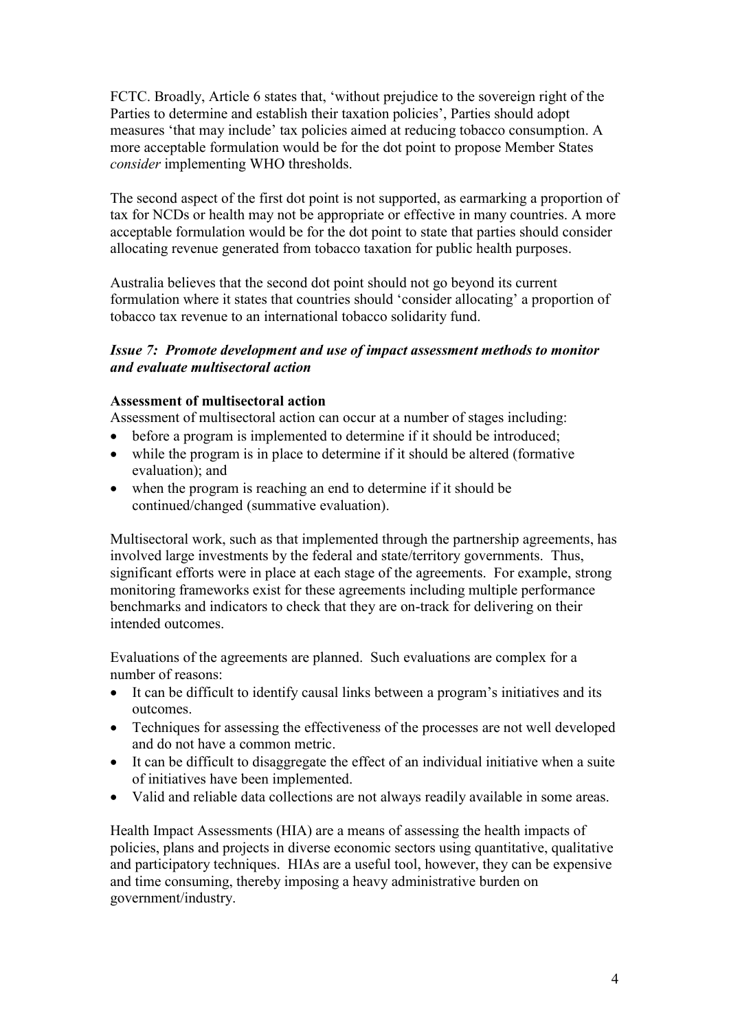FCTC. Broadly, Article 6 states that, 'without prejudice to the sovereign right of the Parties to determine and establish their taxation policies', Parties should adopt measures 'that may include' tax policies aimed at reducing tobacco consumption. A more acceptable formulation would be for the dot point to propose Member States *consider* implementing WHO thresholds.

The second aspect of the first dot point is not supported, as earmarking a proportion of tax for NCDs or health may not be appropriate or effective in many countries. A more acceptable formulation would be for the dot point to state that parties should consider allocating revenue generated from tobacco taxation for public health purposes.

Australia believes that the second dot point should not go beyond its current formulation where it states that countries should 'consider allocating' a proportion of tobacco tax revenue to an international tobacco solidarity fund.

### *Issue 7: Promote development and use of impact assessment methods to monitor and evaluate multisectoral action*

**Assessment of multisectoral action**

Assessment of multisectoral action can occur at a number of stages including:

- before a program is implemented to determine if it should be introduced;
- while the program is in place to determine if it should be altered (formative evaluation); and
- when the program is reaching an end to determine if it should be continued/changed (summative evaluation).

Multisectoral work, such as that implemented through the partnership agreements, has involved large investments by the federal and state/territory governments. Thus, significant efforts were in place at each stage of the agreements. For example, strong monitoring frameworks exist for these agreements including multiple performance benchmarks and indicators to check that they are on-track for delivering on their intended outcomes.

Evaluations of the agreements are planned. Such evaluations are complex for a number of reasons:

- It can be difficult to identify causal links between a program's initiatives and its outcomes.
- Techniques for assessing the effectiveness of the processes are not well developed and do not have a common metric.
- It can be difficult to disaggregate the effect of an individual initiative when a suite of initiatives have been implemented.
- Valid and reliable data collections are not always readily available in some areas.

Health Impact Assessments (HIA) are a means of assessing the health impacts of policies, plans and projects in diverse economic sectors using quantitative, qualitative and participatory techniques. HIAs are a useful tool, however, they can be expensive and time consuming, thereby imposing a heavy administrative burden on government/industry.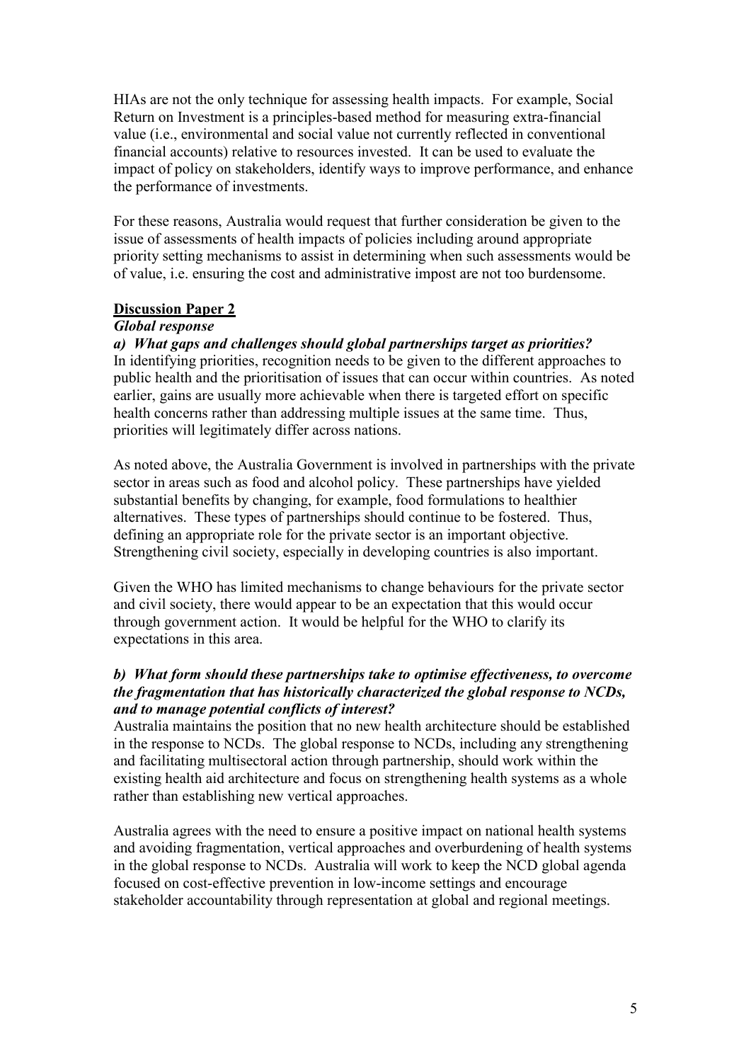HIAs are not the only technique for assessing health impacts. For example, Social Return on Investment is a principles-based method for measuring extra-financial value (i.e., environmental and social value not currently reflected in conventional financial accounts) relative to resources invested. It can be used to evaluate the impact of policy on stakeholders, identify ways to improve performance, and enhance the performance of investments.

For these reasons, Australia would request that further consideration be given to the issue of assessments of health impacts of policies including around appropriate priority setting mechanisms to assist in determining when such assessments would be of value, i.e. ensuring the cost and administrative impost are not too burdensome.

## Discussion Paper 2

### *Global response*

***a) What gaps and challenges should global partnerships target as priorities?***

In identifying priorities, recognition needs to be given to the different approaches to public health and the prioritisation of issues that can occur within countries. As noted earlier, gains are usually more achievable when there is targeted effort on specific health concerns rather than addressing multiple issues at the same time. Thus, priorities will legitimately differ across nations.

As noted above, the Australia Government is involved in partnerships with the private sector in areas such as food and alcohol policy. These partnerships have yielded substantial benefits by changing, for example, food formulations to healthier alternatives. These types of partnerships should continue to be fostered. Thus, defining an appropriate role for the private sector is an important objective. Strengthening civil society, especially in developing countries is also important.

Given the WHO has limited mechanisms to change behaviours for the private sector and civil society, there would appear to be an expectation that this would occur through government action. It would be helpful for the WHO to clarify its expectations in this area.

***b) What form should these partnerships take to optimise effectiveness, to overcome the fragmentation that has historically characterized the global response to NCDs, and to manage potential conflicts of interest?***

Australia maintains the position that no new health architecture should be established in the response to NCDs. The global response to NCDs, including any strengthening and facilitating multisectoral action through partnership, should work within the existing health aid architecture and focus on strengthening health systems as a whole rather than establishing new vertical approaches.

Australia agrees with the need to ensure a positive impact on national health systems and avoiding fragmentation, vertical approaches and overburdening of health systems in the global response to NCDs. Australia will work to keep the NCD global agenda focused on cost-effective prevention in low-income settings and encourage stakeholder accountability through representation at global and regional meetings.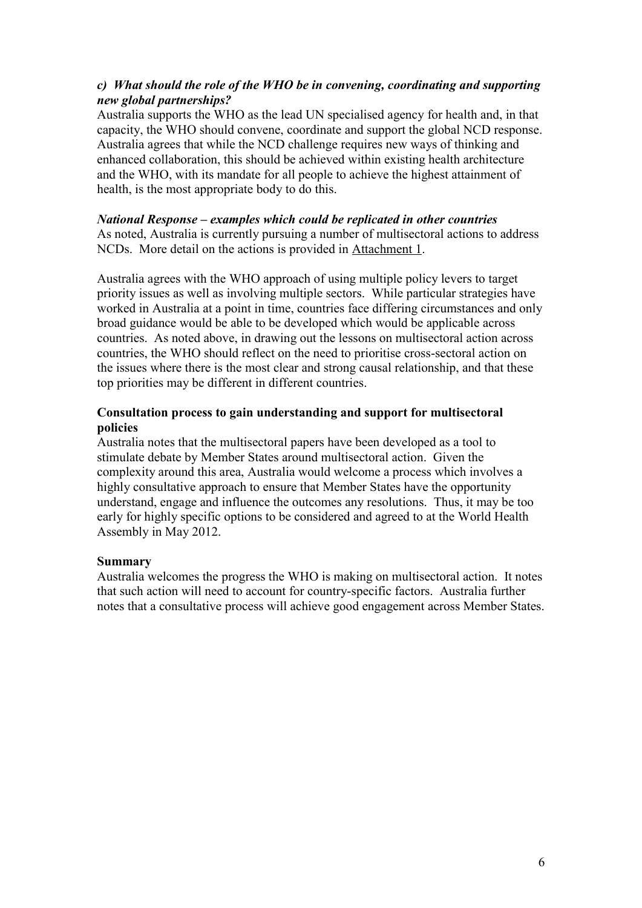***c) What should the role of the WHO be in convening, coordinating and supporting new global partnerships?***

Australia supports the WHO as the lead UN specialised agency for health and, in that capacity, the WHO should convene, coordinate and support the global NCD response. Australia agrees that while the NCD challenge requires new ways of thinking and enhanced collaboration, this should be achieved within existing health architecture and the WHO, with its mandate for all people to achieve the highest attainment of health, is the most appropriate body to do this.

***National Response – examples which could be replicated in other countries***

As noted, Australia is currently pursuing a number of multisectoral actions to address NCDs. More detail on the actions is provided in Attachment 1.

Australia agrees with the WHO approach of using multiple policy levers to target priority issues as well as involving multiple sectors. While particular strategies have worked in Australia at a point in time, countries face differing circumstances and only broad guidance would be able to be developed which would be applicable across countries. As noted above, in drawing out the lessons on multisectoral action across countries, the WHO should reflect on the need to prioritise cross-sectoral action on the issues where there is the most clear and strong causal relationship, and that these top priorities may be different in different countries.

**Consultation process to gain understanding and support for multisectoral policies**

Australia notes that the multisectoral papers have been developed as a tool to stimulate debate by Member States around multisectoral action. Given the complexity around this area, Australia would welcome a process which involves a highly consultative approach to ensure that Member States have the opportunity understand, engage and influence the outcomes any resolutions. Thus, it may be too early for highly specific options to be considered and agreed to at the World Health Assembly in May 2012.

**Summary**

Australia welcomes the progress the WHO is making on multisectoral action. It notes that such action will need to account for country-specific factors. Australia further notes that a consultative process will achieve good engagement across Member States.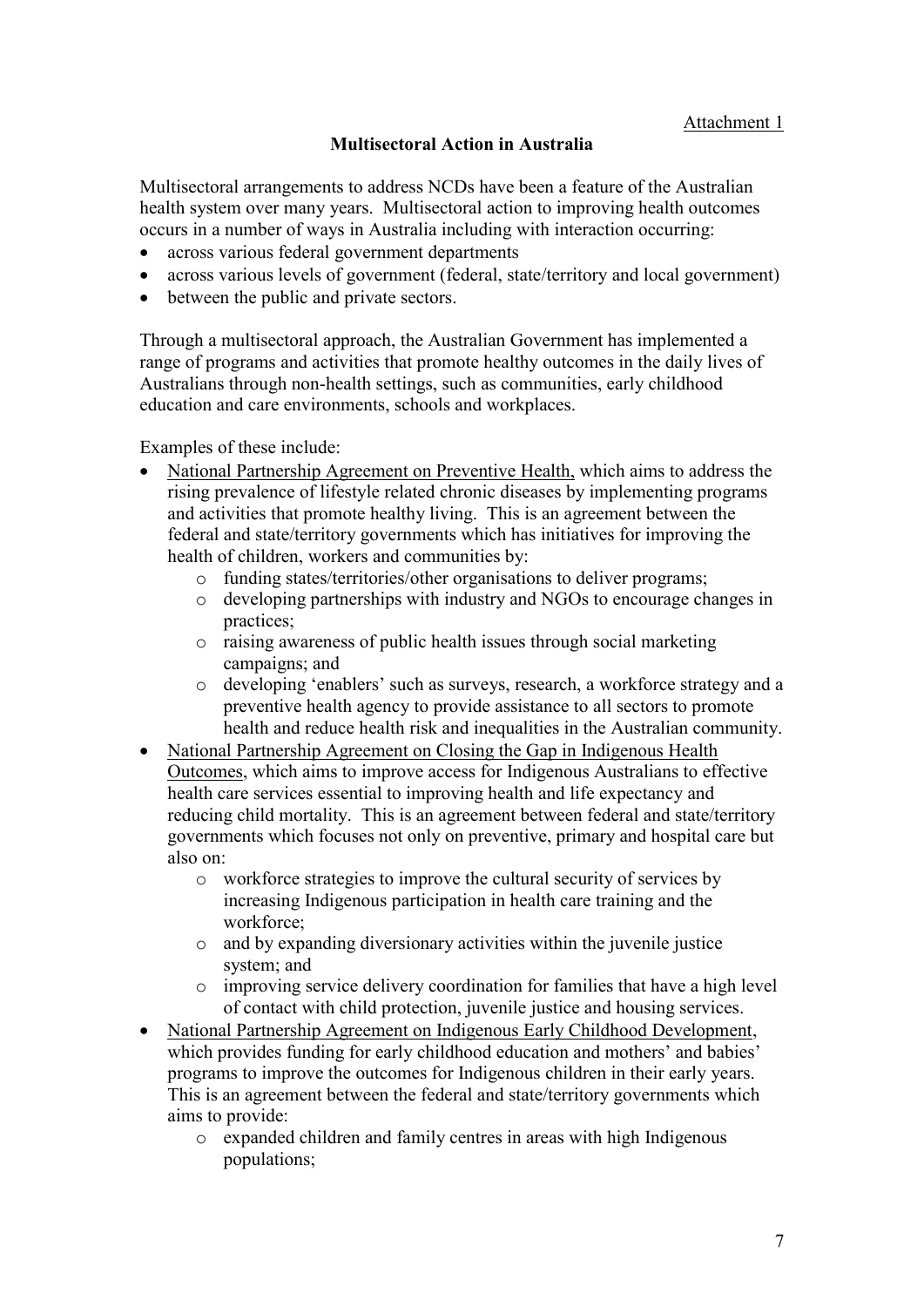Attachment 1

**Multisectoral Action in Australia**

Multisectoral arrangements to address NCDs have been a feature of the Australian health system over many years. Multisectoral action to improving health outcomes occurs in a number of ways in Australia including with interaction occurring:

- across various federal government departments
- across various levels of government (federal, state/territory and local government)
- between the public and private sectors.

Through a multisectoral approach, the Australian Government has implemented a range of programs and activities that promote healthy outcomes in the daily lives of Australians through non-health settings, such as communities, early childhood education and care environments, schools and workplaces.

Examples of these include:

- National Partnership Agreement on Preventive Health, which aims to address the rising prevalence of lifestyle related chronic diseases by implementing programs and activities that promote healthy living. This is an agreement between the federal and state/territory governments which has initiatives for improving the health of children, workers and communities by:
  - funding states/territories/other organisations to deliver programs;
  - developing partnerships with industry and NGOs to encourage changes in practices;
  - raising awareness of public health issues through social marketing campaigns; and
  - developing 'enablers' such as surveys, research, a workforce strategy and a preventive health agency to provide assistance to all sectors to promote health and reduce health risk and inequalities in the Australian community.
- National Partnership Agreement on Closing the Gap in Indigenous Health Outcomes, which aims to improve access for Indigenous Australians to effective health care services essential to improving health and life expectancy and reducing child mortality. This is an agreement between federal and state/territory governments which focuses not only on preventive, primary and hospital care but also on:
  - workforce strategies to improve the cultural security of services by increasing Indigenous participation in health care training and the workforce;
  - and by expanding diversionary activities within the juvenile justice system; and
  - improving service delivery coordination for families that have a high level of contact with child protection, juvenile justice and housing services.
- National Partnership Agreement on Indigenous Early Childhood Development, which provides funding for early childhood education and mothers' and babies' programs to improve the outcomes for Indigenous children in their early years. This is an agreement between the federal and state/territory governments which aims to provide:
  - expanded children and family centres in areas with high Indigenous populations;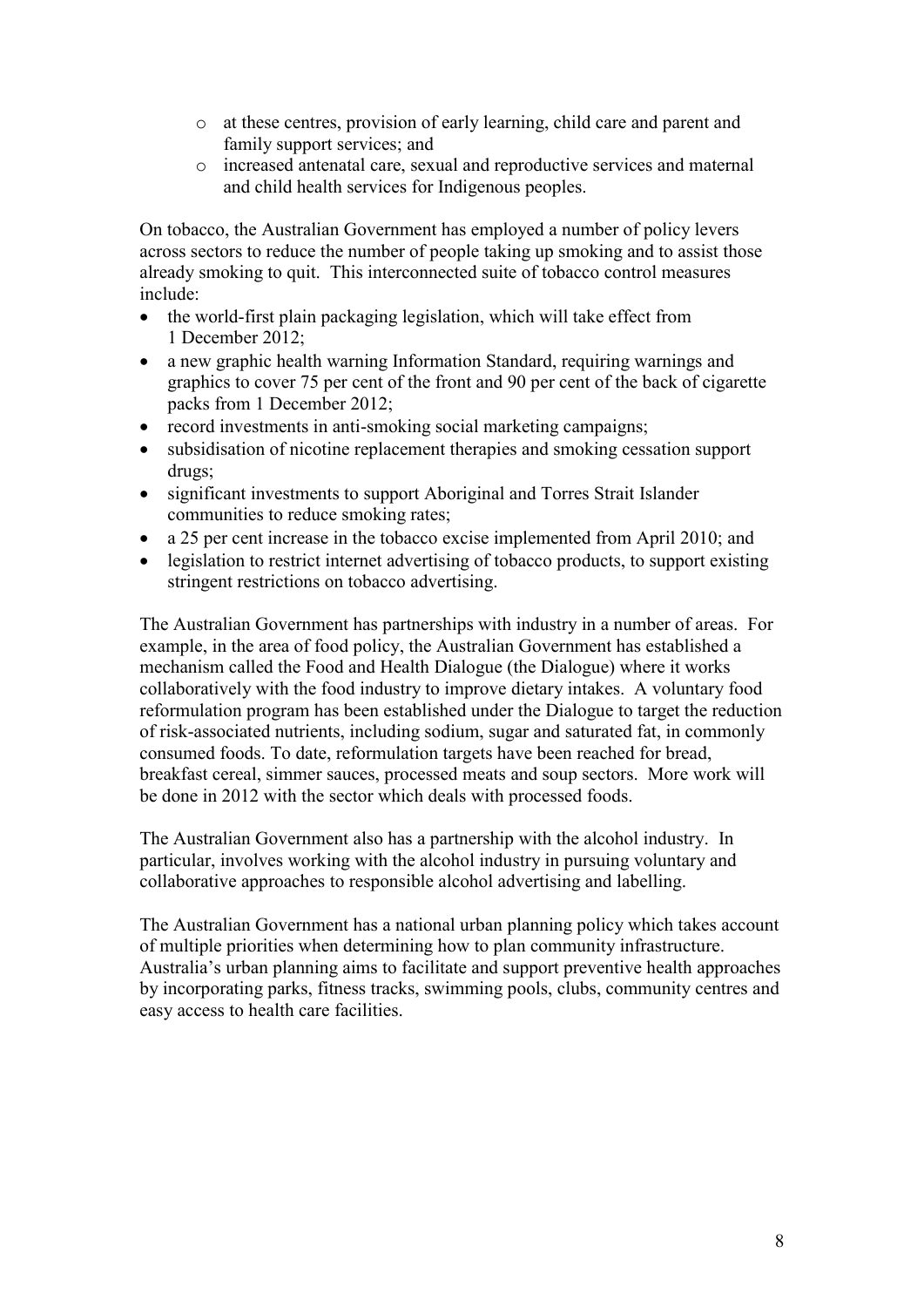- at these centres, provision of early learning, child care and parent and family support services; and
- increased antenatal care, sexual and reproductive services and maternal and child health services for Indigenous peoples.

On tobacco, the Australian Government has employed a number of policy levers across sectors to reduce the number of people taking up smoking and to assist those already smoking to quit. This interconnected suite of tobacco control measures include:

- the world-first plain packaging legislation, which will take effect from 1 December 2012;
- a new graphic health warning Information Standard, requiring warnings and graphics to cover 75 per cent of the front and 90 per cent of the back of cigarette packs from 1 December 2012;
- record investments in anti-smoking social marketing campaigns;
- subsidisation of nicotine replacement therapies and smoking cessation support drugs;
- significant investments to support Aboriginal and Torres Strait Islander communities to reduce smoking rates;
- a 25 per cent increase in the tobacco excise implemented from April 2010; and
- legislation to restrict internet advertising of tobacco products, to support existing stringent restrictions on tobacco advertising.

The Australian Government has partnerships with industry in a number of areas. For example, in the area of food policy, the Australian Government has established a mechanism called the Food and Health Dialogue (the Dialogue) where it works collaboratively with the food industry to improve dietary intakes. A voluntary food reformulation program has been established under the Dialogue to target the reduction of risk-associated nutrients, including sodium, sugar and saturated fat, in commonly consumed foods. To date, reformulation targets have been reached for bread, breakfast cereal, simmer sauces, processed meats and soup sectors. More work will be done in 2012 with the sector which deals with processed foods.

The Australian Government also has a partnership with the alcohol industry. In particular, involves working with the alcohol industry in pursuing voluntary and collaborative approaches to responsible alcohol advertising and labelling.

The Australian Government has a national urban planning policy which takes account of multiple priorities when determining how to plan community infrastructure. Australia's urban planning aims to facilitate and support preventive health approaches by incorporating parks, fitness tracks, swimming pools, clubs, community centres and easy access to health care facilities.